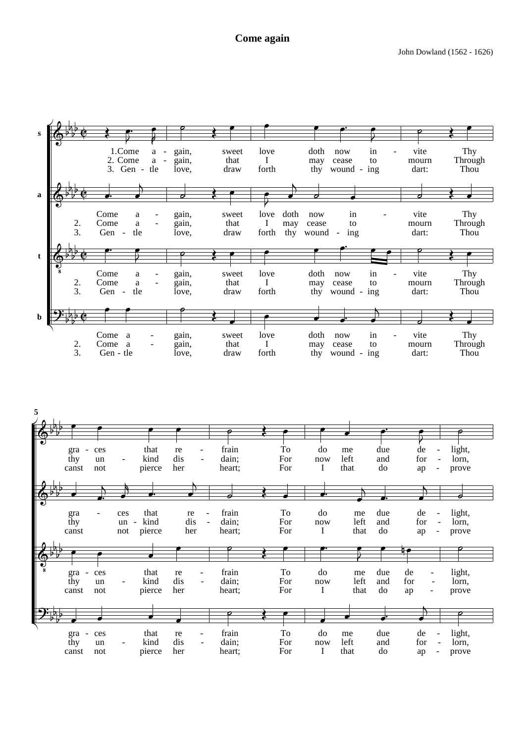# Come again

John Dowland (1562 - 1626)

s

1. Come a - gain, sweet love doth now in - vite Thy gra - ces that re - frain To do me due de - light,
2. Come a - gain, that I may cease to mourn Through thy un - kind dis - dain; For now left and for - lorn,
3. Gen - tle love, draw forth thy wound - ing dart: Thou canst not pierce her heart; For I that do ap - prove

a

Come a - gain, sweet love doth now in - vite Thy gra - ces that re - frain To do me due de - light,
2. Come a - gain, that I may cease to mourn Through thy un - kind dis - dain; For now left and for - lorn,
3. Gen - tle love, draw forth thy wound - ing dart: Thou canst not pierce her heart; For I that do ap - prove

t

Come a - gain, sweet love doth now in - vite Thy gra - ces that re - frain To do me due de - light,
2. Come a - gain, that I may cease to mourn Through thy un - kind dis - dain; For now left and for - lorn,
3. Gen - tle love, draw forth thy wound - ing dart: Thou canst not pierce her heart; For I that do ap - prove

b

Come a - gain, sweet love doth now in - vite Thy gra - ces that re - frain To do me due de - light,
2. Come a - gain, that I may cease to mourn Through thy un - kind dis - dain; For now left and for - lorn,
3. Gen - tle love, draw forth thy wound - ing dart: Thou canst not pierce her heart; For I that do ap - prove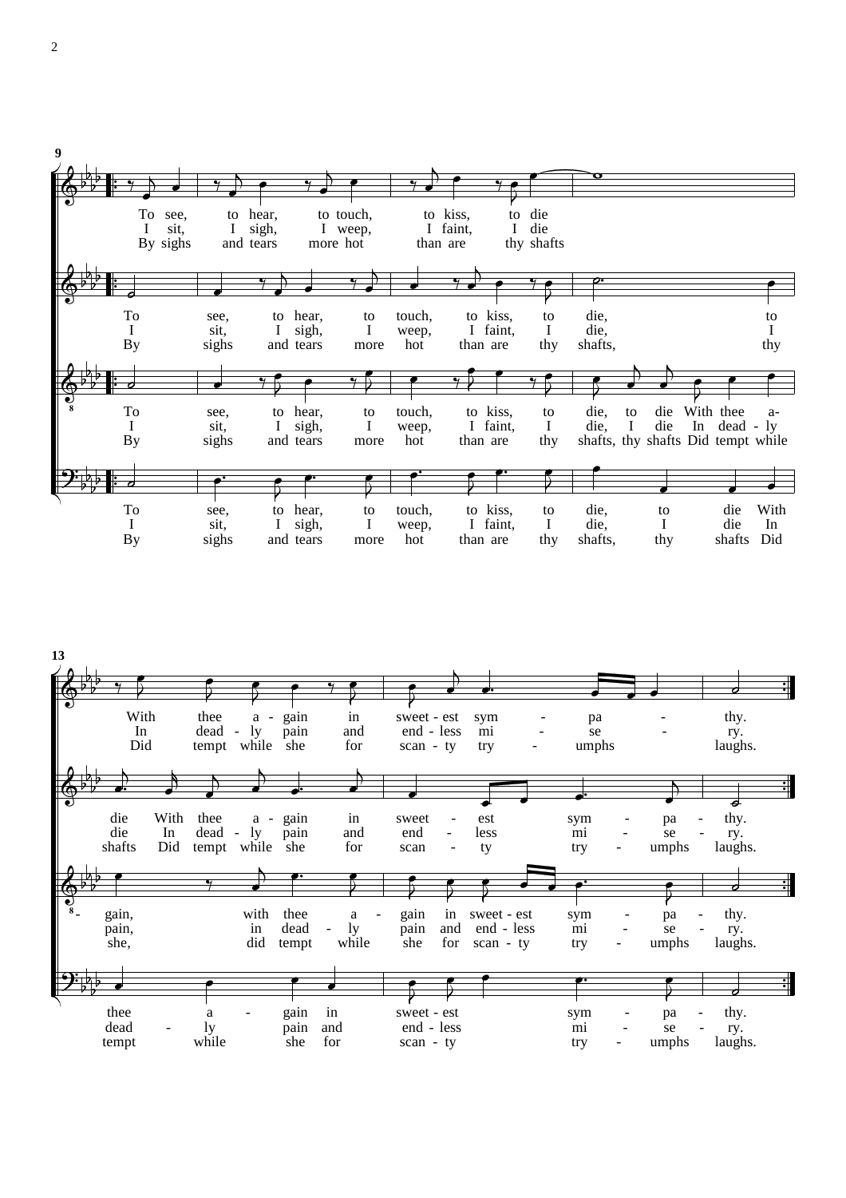9

To see, to hear, to touch, to kiss, to die
I sit, I sigh, I weep, I faint, I die
By sighs and tears more hot than are thy shafts

To see, to hear, to touch, to kiss, to die, to
I sit, I sigh, I weep, I faint, I die, I
By sighs and tears more hot than are thy shafts, thy

To see, to hear, to touch, to kiss, to die, to die With thee a-
I sit, I sigh, I weep, I faint, I die, I die In dead - ly
By sighs and tears more hot than are thy shafts, thy shafts Did tempt while

To see, to hear, to touch, to kiss, to die, to die With
I sit, I sigh, I weep, I faint, I die, I die In
By sighs and tears more hot than are thy shafts, thy shafts Did

13

With thee a - gain in sweet - est sym - pa - thy.
In dead - ly pain and end - less mi - se - ry.
Did tempt while she for scan - ty try - umphs laughs.

die With thee a - gain in sweet - est sym - pa - thy.
die In dead - ly pain and end - less mi - se - ry.
shafts Did tempt while she for scan - ty try - umphs laughs.

- gain, with thee a - gain in sweet - est sym - pa - thy.
pain, in dead - ly pain and end - less mi - se - ry.
she, did tempt while she for scan - ty try - umphs laughs.

thee a - gain in sweet - est sym - pa - thy.
dead - ly pain and end - less mi - se - ry.
tempt while she for scan - ty try - umphs laughs.